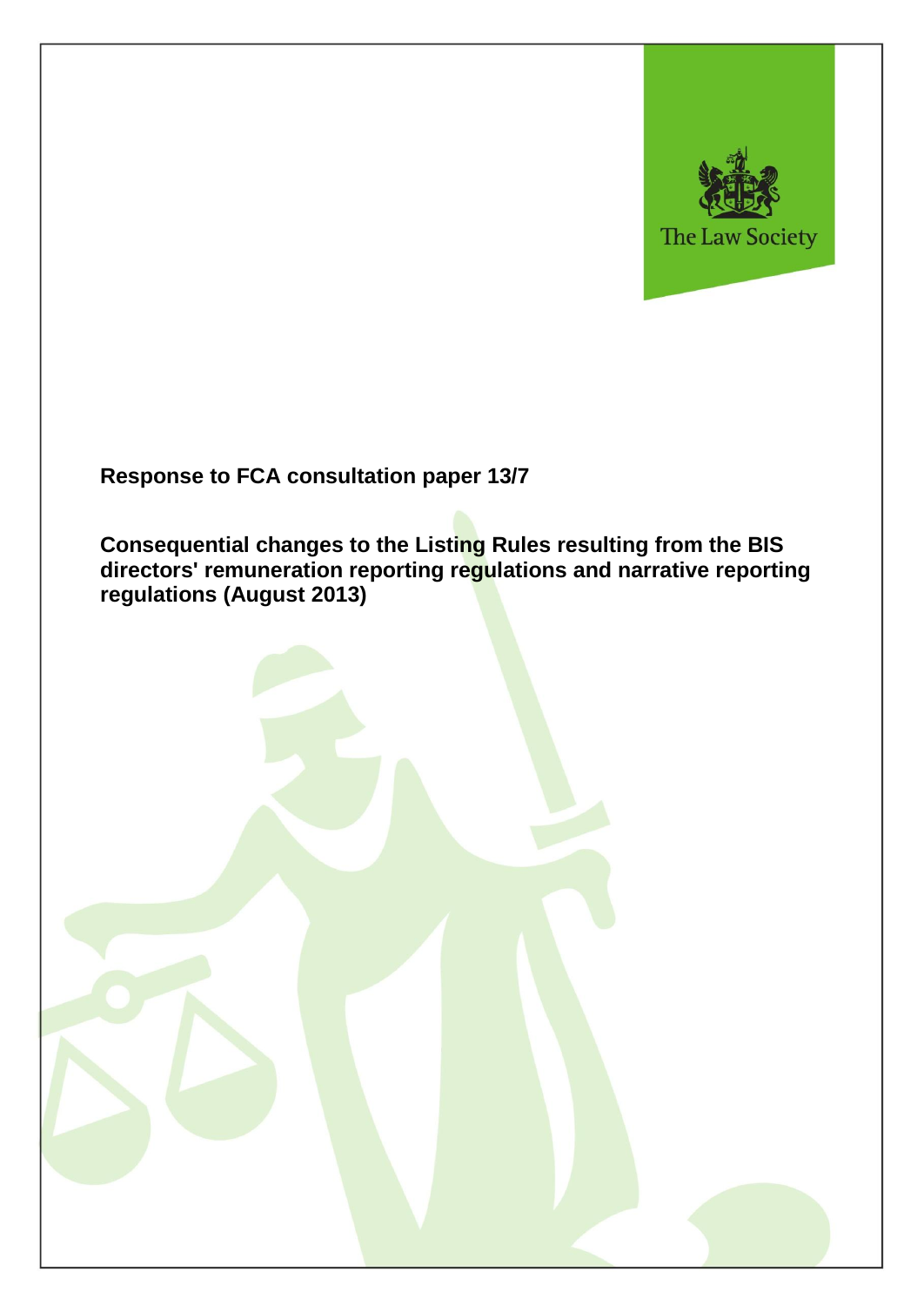The Law Society

**Response to FCA consultation paper 13/7**

**Consequential changes to the Listing Rules resulting from the BIS directors' remuneration reporting regulations and narrative reporting regulations (August 2013)**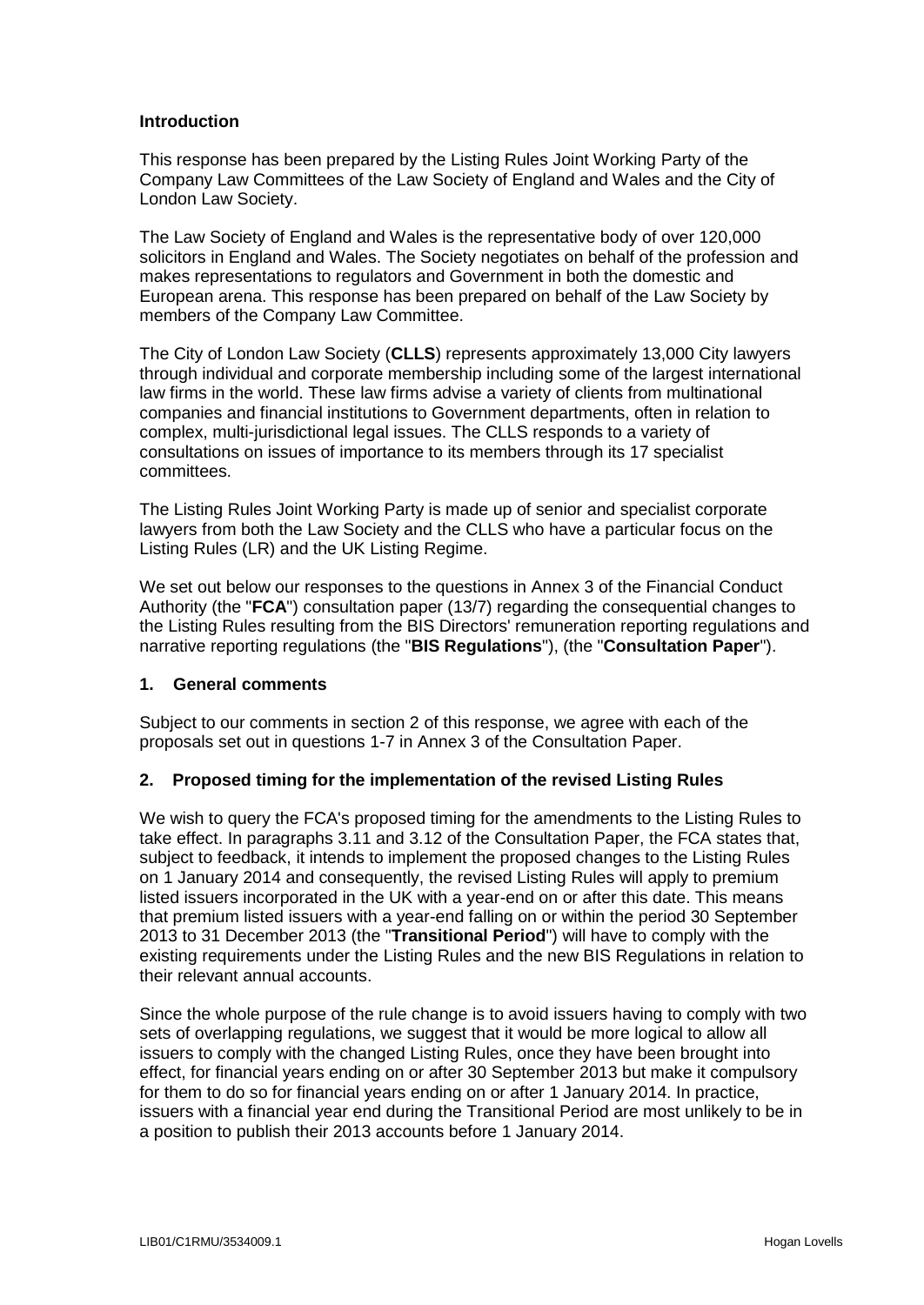**Introduction**

This response has been prepared by the Listing Rules Joint Working Party of the Company Law Committees of the Law Society of England and Wales and the City of London Law Society.

The Law Society of England and Wales is the representative body of over 120,000 solicitors in England and Wales. The Society negotiates on behalf of the profession and makes representations to regulators and Government in both the domestic and European arena. This response has been prepared on behalf of the Law Society by members of the Company Law Committee.

The City of London Law Society (**CLLS**) represents approximately 13,000 City lawyers through individual and corporate membership including some of the largest international law firms in the world. These law firms advise a variety of clients from multinational companies and financial institutions to Government departments, often in relation to complex, multi-jurisdictional legal issues. The CLLS responds to a variety of consultations on issues of importance to its members through its 17 specialist committees.

The Listing Rules Joint Working Party is made up of senior and specialist corporate lawyers from both the Law Society and the CLLS who have a particular focus on the Listing Rules (LR) and the UK Listing Regime.

We set out below our responses to the questions in Annex 3 of the Financial Conduct Authority (the "**FCA**") consultation paper (13/7) regarding the consequential changes to the Listing Rules resulting from the BIS Directors' remuneration reporting regulations and narrative reporting regulations (the "**BIS Regulations**"), (the "**Consultation Paper**").

## 1. General comments

Subject to our comments in section 2 of this response, we agree with each of the proposals set out in questions 1-7 in Annex 3 of the Consultation Paper.

## 2. Proposed timing for the implementation of the revised Listing Rules

We wish to query the FCA's proposed timing for the amendments to the Listing Rules to take effect. In paragraphs 3.11 and 3.12 of the Consultation Paper, the FCA states that, subject to feedback, it intends to implement the proposed changes to the Listing Rules on 1 January 2014 and consequently, the revised Listing Rules will apply to premium listed issuers incorporated in the UK with a year-end on or after this date. This means that premium listed issuers with a year-end falling on or within the period 30 September 2013 to 31 December 2013 (the "**Transitional Period**") will have to comply with the existing requirements under the Listing Rules and the new BIS Regulations in relation to their relevant annual accounts.

Since the whole purpose of the rule change is to avoid issuers having to comply with two sets of overlapping regulations, we suggest that it would be more logical to allow all issuers to comply with the changed Listing Rules, once they have been brought into effect, for financial years ending on or after 30 September 2013 but make it compulsory for them to do so for financial years ending on or after 1 January 2014. In practice, issuers with a financial year end during the Transitional Period are most unlikely to be in a position to publish their 2013 accounts before 1 January 2014.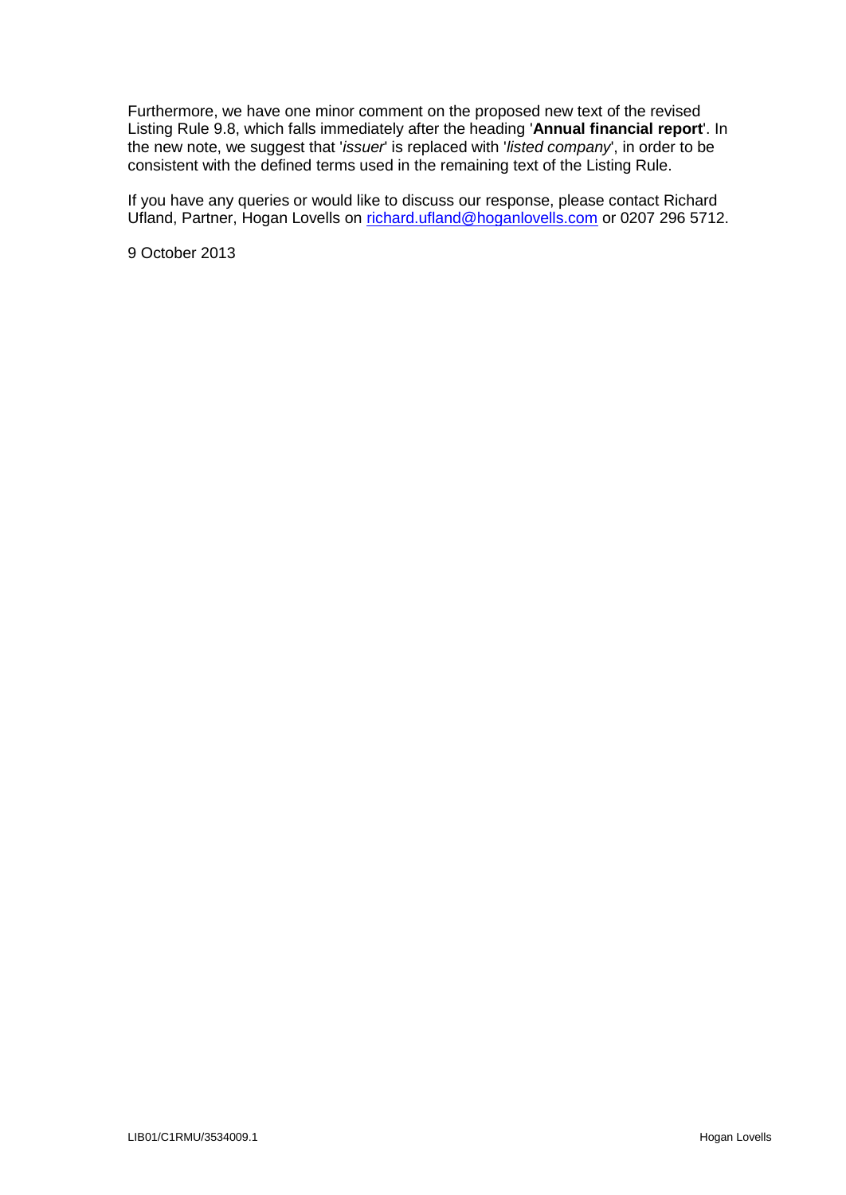Furthermore, we have one minor comment on the proposed new text of the revised Listing Rule 9.8, which falls immediately after the heading '**Annual financial report**'. In the new note, we suggest that '*issuer*' is replaced with '*listed company*', in order to be consistent with the defined terms used in the remaining text of the Listing Rule.

If you have any queries or would like to discuss our response, please contact Richard Ufland, Partner, Hogan Lovells on richard.ufland@hoganlovells.com or 0207 296 5712.

9 October 2013